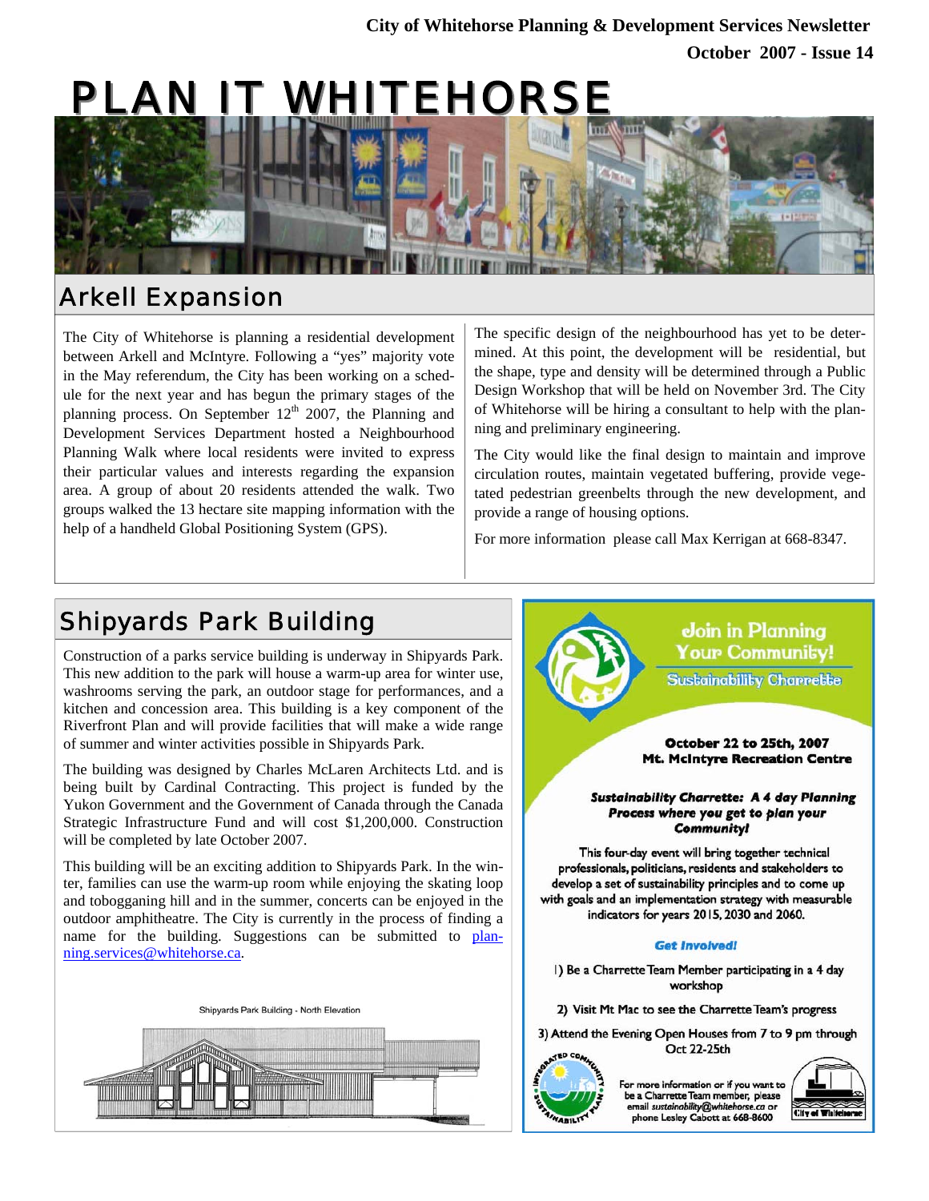City of Whitehorse Planning & Development Services Newsletter

October 2007 - Issue 14

# PLAN IT WHITEHORSE

## Arkell Expansion

The City of Whitehorse is planning a residential development between Arkell and McIntyre. Following a "yes" majority vote in the May referendum, the City has been working on a schedule for the next year and has begun the primary stages of the planning process. On September 12th 2007, the Planning and Development Services Department hosted a Neighbourhood Planning Walk where local residents were invited to express their particular values and interests regarding the expansion area. A group of about 20 residents attended the walk. Two groups walked the 13 hectare site mapping information with the help of a handheld Global Positioning System (GPS).

The specific design of the neighbourhood has yet to be determined. At this point, the development will be residential, but the shape, type and density will be determined through a Public Design Workshop that will be held on November 3rd. The City of Whitehorse will be hiring a consultant to help with the planning and preliminary engineering.

The City would like the final design to maintain and improve circulation routes, maintain vegetated buffering, provide vegetated pedestrian greenbelts through the new development, and provide a range of housing options.

For more information please call Max Kerrigan at 668-8347.

## Shipyards Park Building

Construction of a parks service building is underway in Shipyards Park. This new addition to the park will house a warm-up area for winter use, washrooms serving the park, an outdoor stage for performances, and a kitchen and concession area. This building is a key component of the Riverfront Plan and will provide facilities that will make a wide range of summer and winter activities possible in Shipyards Park.

The building was designed by Charles McLaren Architects Ltd. and is being built by Cardinal Contracting. This project is funded by the Yukon Government and the Government of Canada through the Canada Strategic Infrastructure Fund and will cost $1,200,000. Construction will be completed by late October 2007.

This building will be an exciting addition to Shipyards Park. In the winter, families can use the warm-up room while enjoying the skating loop and tobogganing hill and in the summer, concerts can be enjoyed in the outdoor amphitheatre. The City is currently in the process of finding a name for the building. Suggestions can be submitted to planning.services@whitehorse.ca.

Shipyards Park Building - North Elevation

## Join in Planning Your Community!

Sustainability Charrette

**October 22 to 25th, 2007**
**Mt. McIntyre Recreation Centre**

***Sustainability Charrette: A 4 day Planning Process where you get to plan your Community!***

This four-day event will bring together technical professionals, politicians, residents and stakeholders to develop a set of sustainability principles and to come up with goals and an implementation strategy with measurable indicators for years 2015, 2030 and 2060.

***Get Involved!***

1) Be a Charrette Team Member participating in a 4 day workshop

2) Visit Mt Mac to see the Charrette Team's progress

3) Attend the Evening Open Houses from 7 to 9 pm through Oct 22-25th

For more information or if you want to be a Charrette Team member, please email *sustainability@whitehorse.ca* or phone Lesley Cabott at 668-8600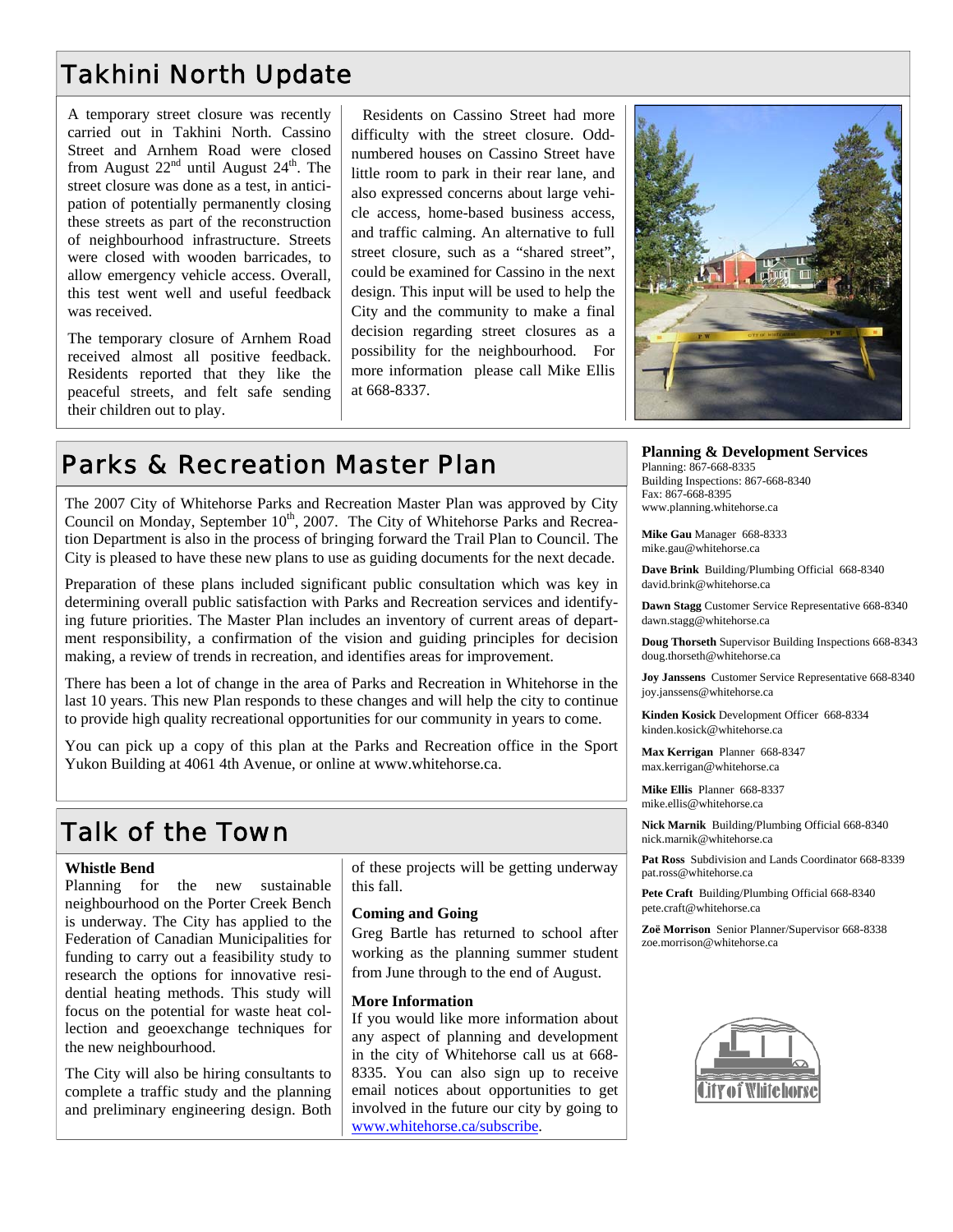## Takhini North Update

A temporary street closure was recently carried out in Takhini North. Cassino Street and Arnhem Road were closed from August 22nd until August 24th. The street closure was done as a test, in anticipation of potentially permanently closing these streets as part of the reconstruction of neighbourhood infrastructure. Streets were closed with wooden barricades, to allow emergency vehicle access. Overall, this test went well and useful feedback was received.

The temporary closure of Arnhem Road received almost all positive feedback. Residents reported that they like the peaceful streets, and felt safe sending their children out to play.

Residents on Cassino Street had more difficulty with the street closure. Odd-numbered houses on Cassino Street have little room to park in their rear lane, and also expressed concerns about large vehicle access, home-based business access, and traffic calming. An alternative to full street closure, such as a "shared street", could be examined for Cassino in the next design. This input will be used to help the City and the community to make a final decision regarding street closures as a possibility for the neighbourhood. For more information please call Mike Ellis at 668-8337.

## Parks & Recreation Master Plan

The 2007 City of Whitehorse Parks and Recreation Master Plan was approved by City Council on Monday, September 10th, 2007. The City of Whitehorse Parks and Recreation Department is also in the process of bringing forward the Trail Plan to Council. The City is pleased to have these new plans to use as guiding documents for the next decade.

Preparation of these plans included significant public consultation which was key in determining overall public satisfaction with Parks and Recreation services and identifying future priorities. The Master Plan includes an inventory of current areas of department responsibility, a confirmation of the vision and guiding principles for decision making, a review of trends in recreation, and identifies areas for improvement.

There has been a lot of change in the area of Parks and Recreation in Whitehorse in the last 10 years. This new Plan responds to these changes and will help the city to continue to provide high quality recreational opportunities for our community in years to come.

You can pick up a copy of this plan at the Parks and Recreation office in the Sport Yukon Building at 4061 4th Avenue, or online at www.whitehorse.ca.

## Talk of the Town

**Whistle Bend**
Planning for the new sustainable neighbourhood on the Porter Creek Bench is underway. The City has applied to the Federation of Canadian Municipalities for funding to carry out a feasibility study to research the options for innovative residential heating methods. This study will focus on the potential for waste heat collection and geoexchange techniques for the new neighbourhood.

The City will also be hiring consultants to complete a traffic study and the planning and preliminary engineering design. Both of these projects will be getting underway this fall.

**Coming and Going**
Greg Bartle has returned to school after working as the planning summer student from June through to the end of August.

**More Information**
If you would like more information about any aspect of planning and development in the city of Whitehorse call us at 668-8335. You can also sign up to receive email notices about opportunities to get involved in the future our city by going to www.whitehorse.ca/subscribe.

**Planning & Development Services**
Planning: 867-668-8335
Building Inspections: 867-668-8340
Fax: 867-668-8395
www.planning.whitehorse.ca

**Mike Gau** Manager 668-8333
mike.gau@whitehorse.ca

**Dave Brink** Building/Plumbing Official 668-8340
david.brink@whitehorse.ca

**Dawn Stagg** Customer Service Representative 668-8340
dawn.stagg@whitehorse.ca

**Doug Thorseth** Supervisor Building Inspections 668-8343
doug.thorseth@whitehorse.ca

**Joy Janssens** Customer Service Representative 668-8340
joy.janssens@whitehorse.ca

**Kinden Kosick** Development Officer 668-8334
kinden.kosick@whitehorse.ca

**Max Kerrigan** Planner 668-8347
max.kerrigan@whitehorse.ca

**Mike Ellis** Planner 668-8337
mike.ellis@whitehorse.ca

**Nick Marnik** Building/Plumbing Official 668-8340
nick.marnik@whitehorse.ca

**Pat Ross** Subdivision and Lands Coordinator 668-8339
pat.ross@whitehorse.ca

**Pete Craft** Building/Plumbing Official 668-8340
pete.craft@whitehorse.ca

**Zoë Morrison** Senior Planner/Supervisor 668-8338
zoe.morrison@whitehorse.ca